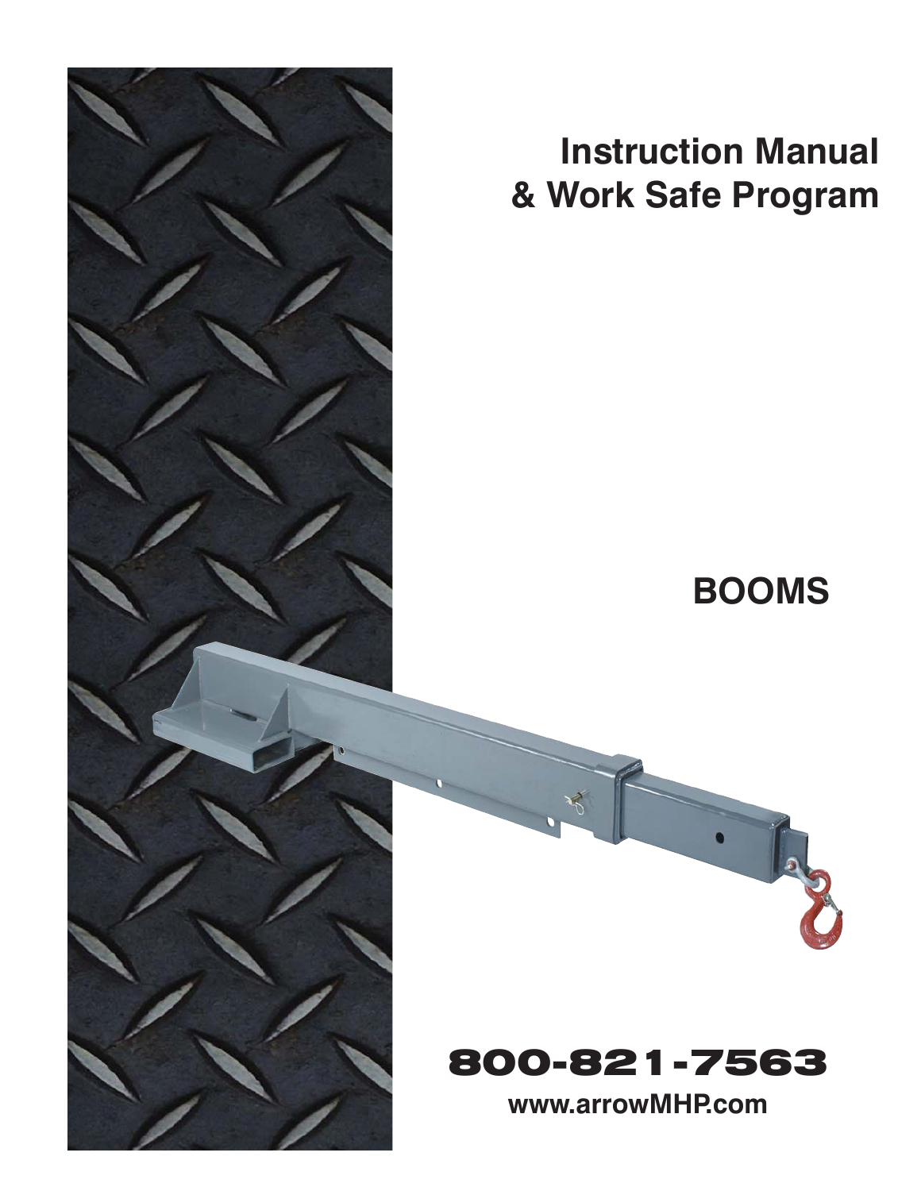# Instruction Manual
# & Work Safe Program

## BOOMS

**800-821-7563**

**www.arrowMHP.com**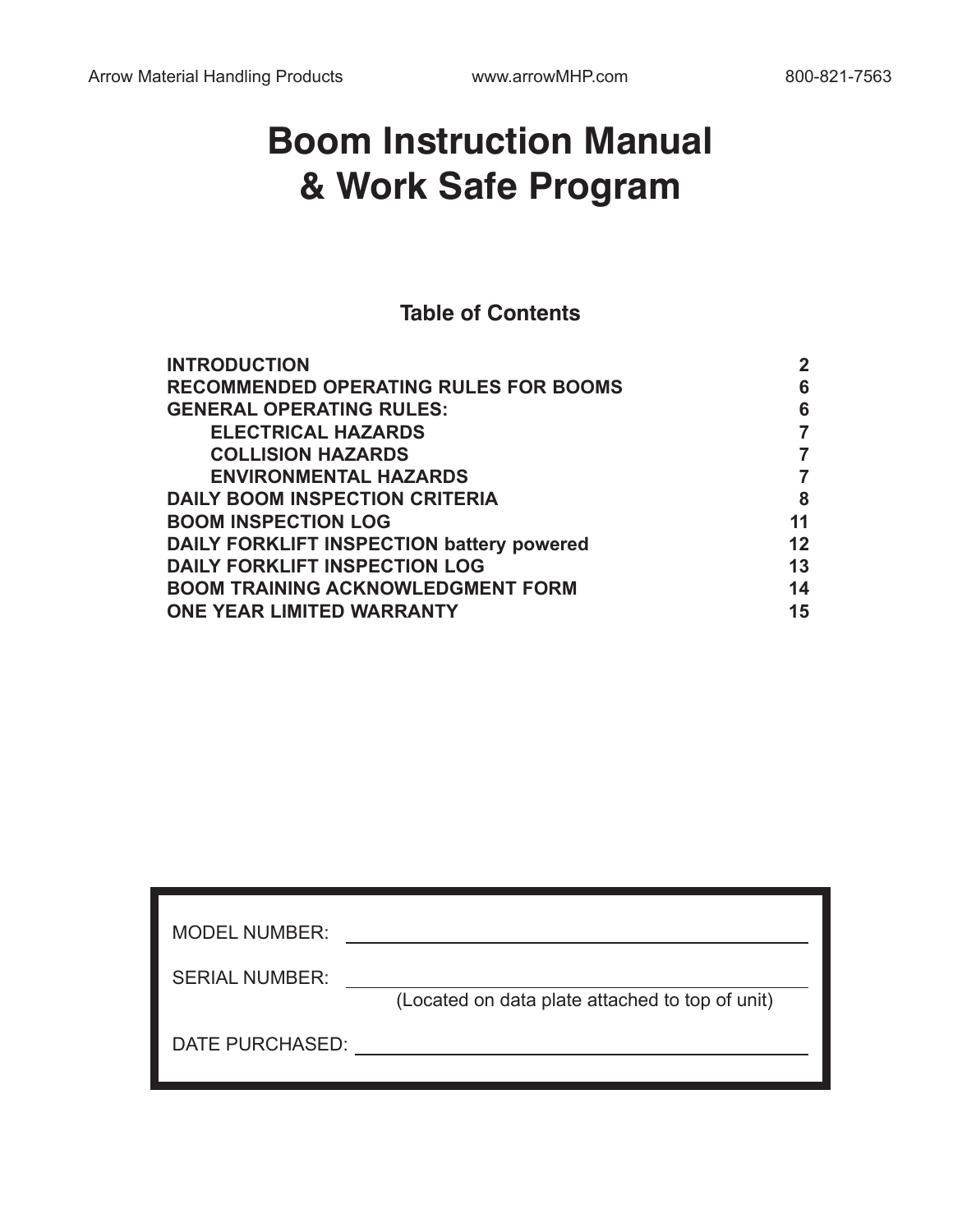# Boom Instruction Manual & Work Safe Program

## Table of Contents

| | |
|---|---|
| **INTRODUCTION** | **2** |
| **RECOMMENDED OPERATING RULES FOR BOOMS** | **6** |
| **GENERAL OPERATING RULES:** | **6** |
| **ELECTRICAL HAZARDS** | **7** |
| **COLLISION HAZARDS** | **7** |
| **ENVIRONMENTAL HAZARDS** | **7** |
| **DAILY BOOM INSPECTION CRITERIA** | **8** |
| **BOOM INSPECTION LOG** | **11** |
| **DAILY FORKLIFT INSPECTION battery powered** | **12** |
| **DAILY FORKLIFT INSPECTION LOG** | **13** |
| **BOOM TRAINING ACKNOWLEDGMENT FORM** | **14** |
| **ONE YEAR LIMITED WARRANTY** | **15** |

MODEL NUMBER: ______________________________

SERIAL NUMBER: ______________________________
(Located on data plate attached to top of unit)

DATE PURCHASED: ______________________________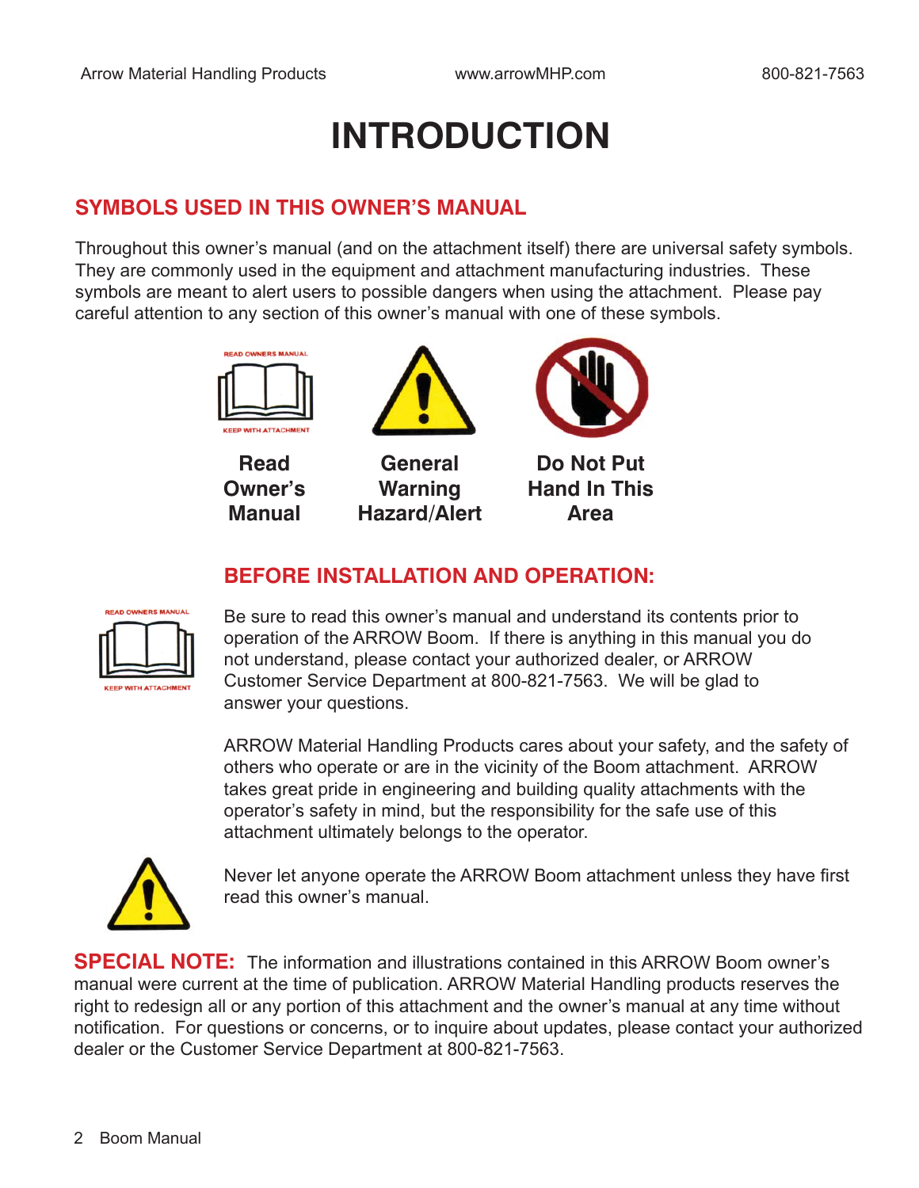# INTRODUCTION

## SYMBOLS USED IN THIS OWNER'S MANUAL

Throughout this owner's manual (and on the attachment itself) there are universal safety symbols. They are commonly used in the equipment and attachment manufacturing industries. These symbols are meant to alert users to possible dangers when using the attachment. Please pay careful attention to any section of this owner's manual with one of these symbols.

READ OWNERS MANUAL
KEEP WITH ATTACHMENT

**Read Owner's Manual**

**General Warning Hazard/Alert**

**Do Not Put Hand In This Area**

## BEFORE INSTALLATION AND OPERATION:

READ OWNERS MANUAL
KEEP WITH ATTACHMENT

Be sure to read this owner's manual and understand its contents prior to operation of the ARROW Boom. If there is anything in this manual you do not understand, please contact your authorized dealer, or ARROW Customer Service Department at 800-821-7563. We will be glad to answer your questions.

ARROW Material Handling Products cares about your safety, and the safety of others who operate or are in the vicinity of the Boom attachment. ARROW takes great pride in engineering and building quality attachments with the operator's safety in mind, but the responsibility for the safe use of this attachment ultimately belongs to the operator.

Never let anyone operate the ARROW Boom attachment unless they have first read this owner's manual.

**SPECIAL NOTE:** The information and illustrations contained in this ARROW Boom owner's manual were current at the time of publication. ARROW Material Handling products reserves the right to redesign all or any portion of this attachment and the owner's manual at any time without notification. For questions or concerns, or to inquire about updates, please contact your authorized dealer or the Customer Service Department at 800-821-7563.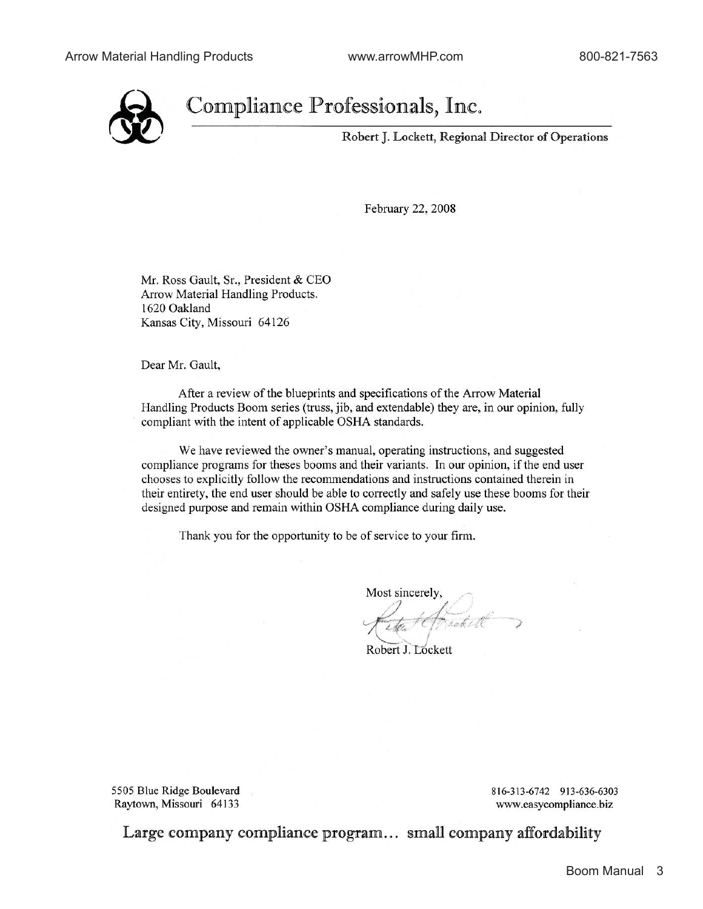# Compliance Professionals, Inc.

Robert J. Lockett, Regional Director of Operations

February 22, 2008

Mr. Ross Gault, Sr., President & CEO
Arrow Material Handling Products.
1620 Oakland
Kansas City, Missouri 64126

Dear Mr. Gault,

After a review of the blueprints and specifications of the Arrow Material Handling Products Boom series (truss, jib, and extendable) they are, in our opinion, fully compliant with the intent of applicable OSHA standards.

We have reviewed the owner's manual, operating instructions, and suggested compliance programs for theses booms and their variants. In our opinion, if the end user chooses to explicitly follow the recommendations and instructions contained therein in their entirety, the end user should be able to correctly and safely use these booms for their designed purpose and remain within OSHA compliance during daily use.

Thank you for the opportunity to be of service to your firm.

Most sincerely,

Robert J. Lockett

5505 Blue Ridge Boulevard
Raytown, Missouri 64133

816-313-6742 913-636-6303
www.easycompliance.biz

Large company compliance program... small company affordability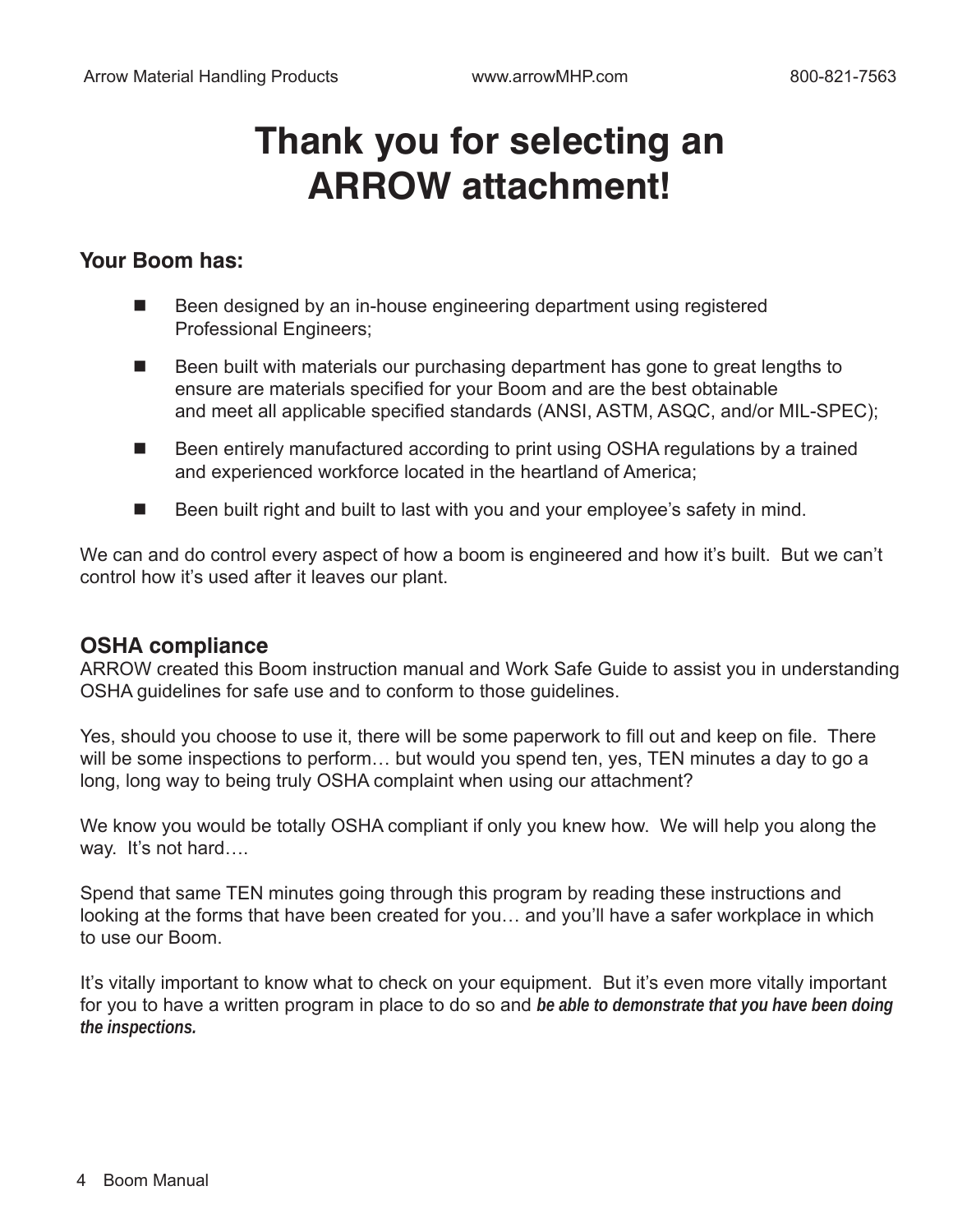# Thank you for selecting an ARROW attachment!

### Your Boom has:

- Been designed by an in-house engineering department using registered Professional Engineers;
- Been built with materials our purchasing department has gone to great lengths to ensure are materials specified for your Boom and are the best obtainable and meet all applicable specified standards (ANSI, ASTM, ASQC, and/or MIL-SPEC);
- Been entirely manufactured according to print using OSHA regulations by a trained and experienced workforce located in the heartland of America;
- Been built right and built to last with you and your employee's safety in mind.

We can and do control every aspect of how a boom is engineered and how it's built. But we can't control how it's used after it leaves our plant.

## OSHA compliance

ARROW created this Boom instruction manual and Work Safe Guide to assist you in understanding OSHA guidelines for safe use and to conform to those guidelines.

Yes, should you choose to use it, there will be some paperwork to fill out and keep on file. There will be some inspections to perform… but would you spend ten, yes, TEN minutes a day to go a long, long way to being truly OSHA complaint when using our attachment?

We know you would be totally OSHA compliant if only you knew how. We will help you along the way. It's not hard….

Spend that same TEN minutes going through this program by reading these instructions and looking at the forms that have been created for you… and you'll have a safer workplace in which to use our Boom.

It's vitally important to know what to check on your equipment. But it's even more vitally important for you to have a written program in place to do so and ***be able to demonstrate that you have been doing the inspections.***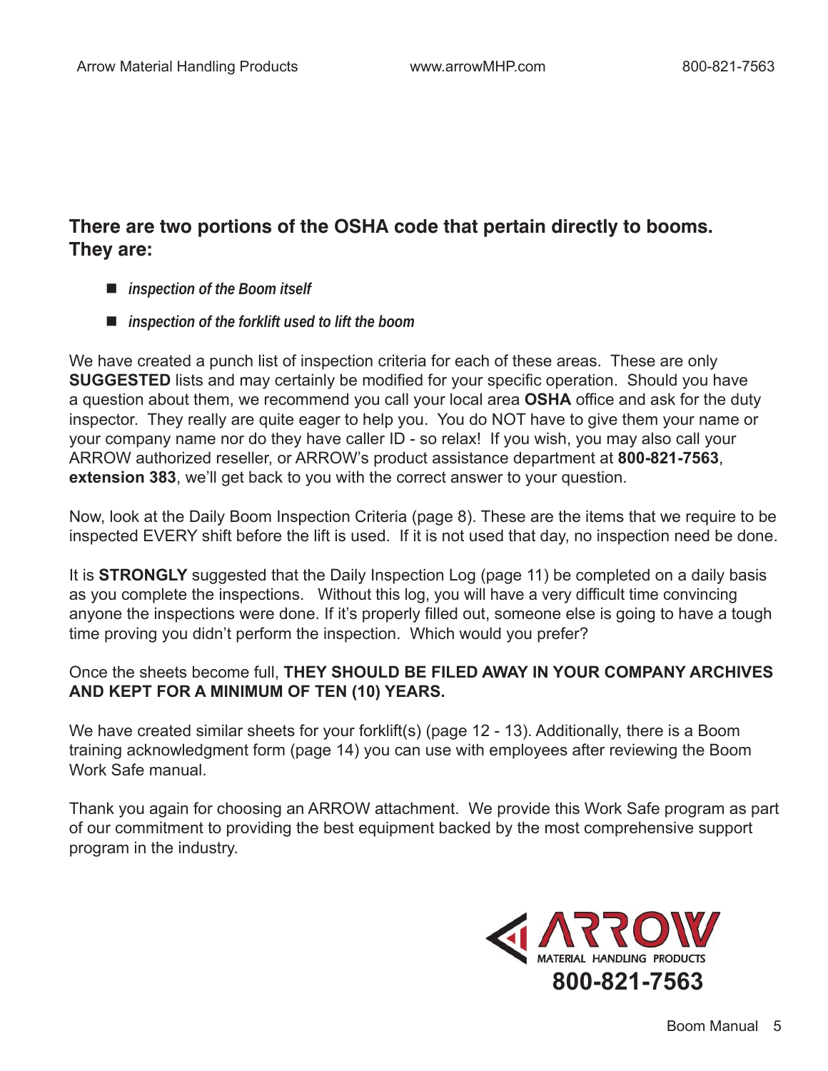**There are two portions of the OSHA code that pertain directly to booms. They are:**

- ***inspection of the Boom itself***
- ***inspection of the forklift used to lift the boom***

We have created a punch list of inspection criteria for each of these areas. These are only **SUGGESTED** lists and may certainly be modified for your specific operation. Should you have a question about them, we recommend you call your local area **OSHA** office and ask for the duty inspector. They really are quite eager to help you. You do NOT have to give them your name or your company name nor do they have caller ID - so relax! If you wish, you may also call your ARROW authorized reseller, or ARROW's product assistance department at **800-821-7563**, **extension 383**, we'll get back to you with the correct answer to your question.

Now, look at the Daily Boom Inspection Criteria (page 8). These are the items that we require to be inspected EVERY shift before the lift is used. If it is not used that day, no inspection need be done.

It is **STRONGLY** suggested that the Daily Inspection Log (page 11) be completed on a daily basis as you complete the inspections. Without this log, you will have a very difficult time convincing anyone the inspections were done. If it's properly filled out, someone else is going to have a tough time proving you didn't perform the inspection. Which would you prefer?

Once the sheets become full, **THEY SHOULD BE FILED AWAY IN YOUR COMPANY ARCHIVES AND KEPT FOR A MINIMUM OF TEN (10) YEARS.**

We have created similar sheets for your forklift(s) (page 12 - 13). Additionally, there is a Boom training acknowledgment form (page 14) you can use with employees after reviewing the Boom Work Safe manual.

Thank you again for choosing an ARROW attachment. We provide this Work Safe program as part of our commitment to providing the best equipment backed by the most comprehensive support program in the industry.

ARROW MATERIAL HANDLING PRODUCTS

**800-821-7563**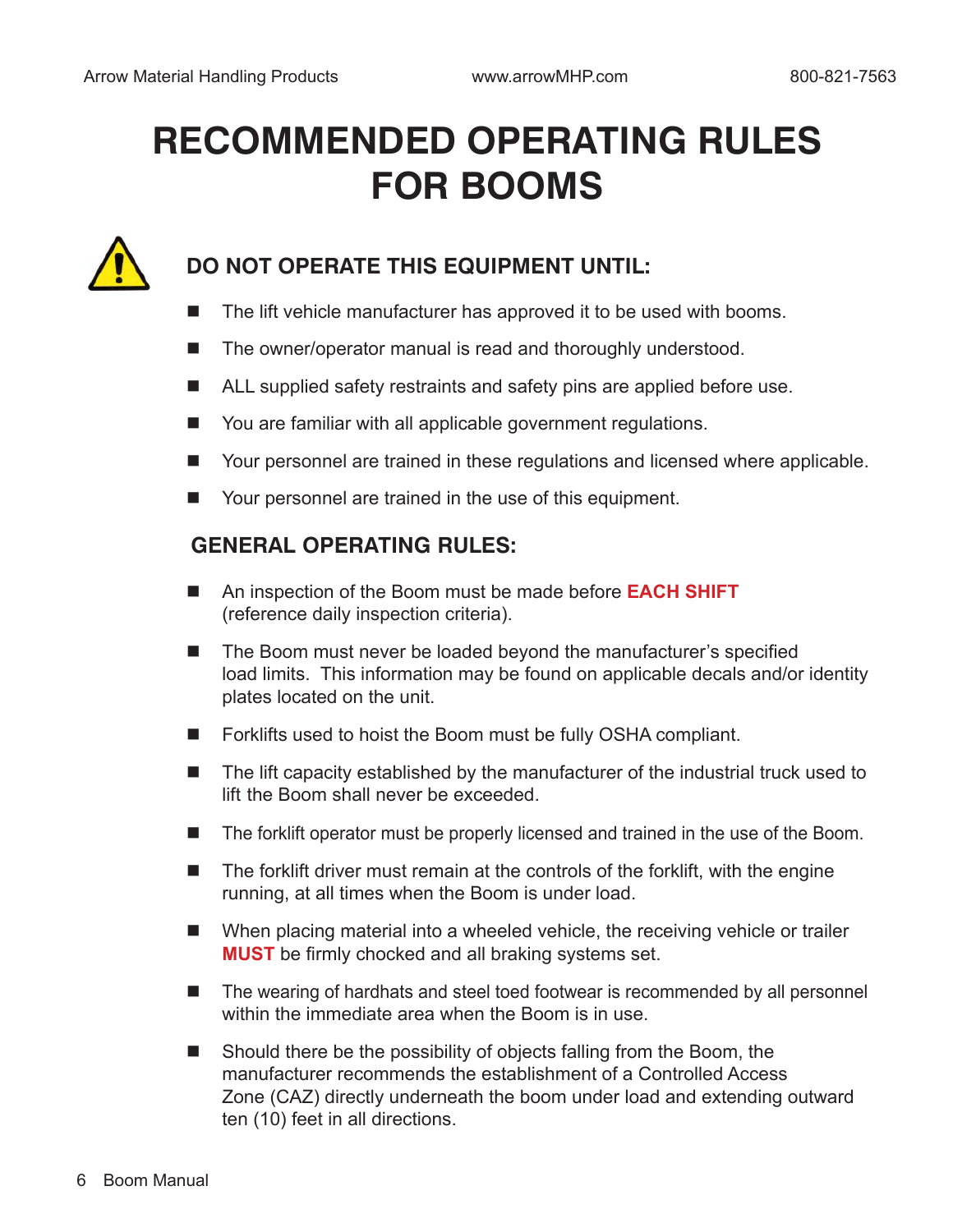# RECOMMENDED OPERATING RULES FOR BOOMS

## DO NOT OPERATE THIS EQUIPMENT UNTIL:

- The lift vehicle manufacturer has approved it to be used with booms.
- The owner/operator manual is read and thoroughly understood.
- ALL supplied safety restraints and safety pins are applied before use.
- You are familiar with all applicable government regulations.
- Your personnel are trained in these regulations and licensed where applicable.
- Your personnel are trained in the use of this equipment.

## GENERAL OPERATING RULES:

- An inspection of the Boom must be made before **EACH SHIFT** (reference daily inspection criteria).
- The Boom must never be loaded beyond the manufacturer's specified load limits. This information may be found on applicable decals and/or identity plates located on the unit.
- Forklifts used to hoist the Boom must be fully OSHA compliant.
- The lift capacity established by the manufacturer of the industrial truck used to lift the Boom shall never be exceeded.
- The forklift operator must be properly licensed and trained in the use of the Boom.
- The forklift driver must remain at the controls of the forklift, with the engine running, at all times when the Boom is under load.
- When placing material into a wheeled vehicle, the receiving vehicle or trailer **MUST** be firmly chocked and all braking systems set.
- The wearing of hardhats and steel toed footwear is recommended by all personnel within the immediate area when the Boom is in use.
- Should there be the possibility of objects falling from the Boom, the manufacturer recommends the establishment of a Controlled Access Zone (CAZ) directly underneath the boom under load and extending outward ten (10) feet in all directions.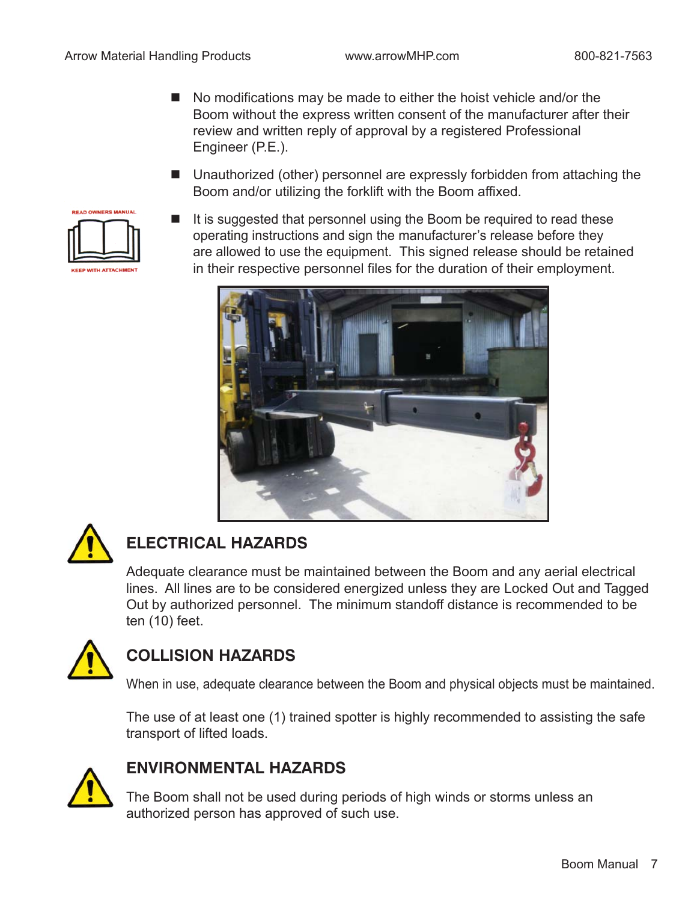- No modifications may be made to either the hoist vehicle and/or the Boom without the express written consent of the manufacturer after their review and written reply of approval by a registered Professional Engineer (P.E.).
- Unauthorized (other) personnel are expressly forbidden from attaching the Boom and/or utilizing the forklift with the Boom affixed.
- It is suggested that personnel using the Boom be required to read these operating instructions and sign the manufacturer's release before they are allowed to use the equipment. This signed release should be retained in their respective personnel files for the duration of their employment.

## ELECTRICAL HAZARDS

Adequate clearance must be maintained between the Boom and any aerial electrical lines. All lines are to be considered energized unless they are Locked Out and Tagged Out by authorized personnel. The minimum standoff distance is recommended to be ten (10) feet.

## COLLISION HAZARDS

When in use, adequate clearance between the Boom and physical objects must be maintained.

The use of at least one (1) trained spotter is highly recommended to assisting the safe transport of lifted loads.

## ENVIRONMENTAL HAZARDS

The Boom shall not be used during periods of high winds or storms unless an authorized person has approved of such use.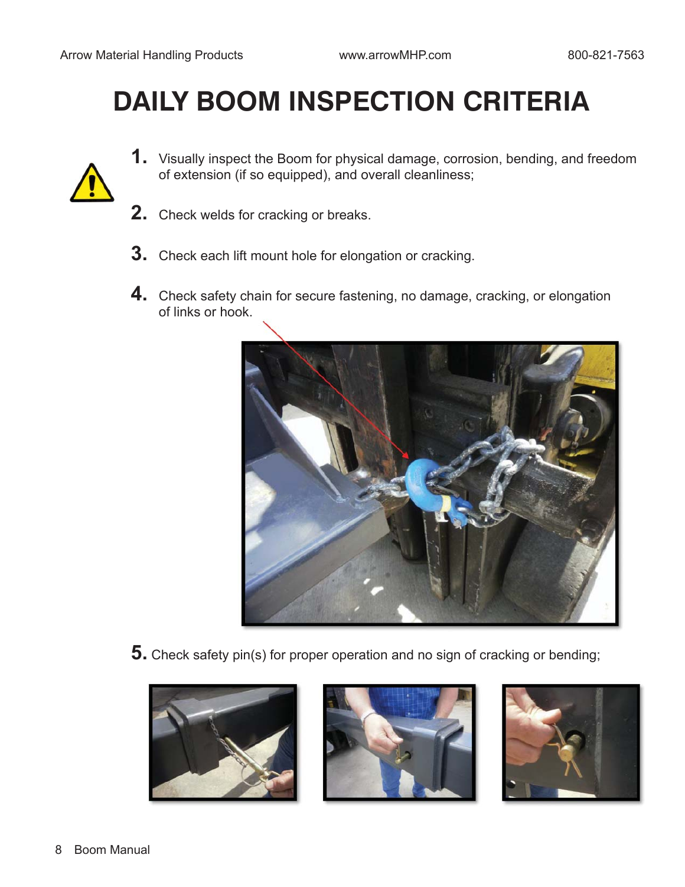# DAILY BOOM INSPECTION CRITERIA

1. Visually inspect the Boom for physical damage, corrosion, bending, and freedom of extension (if so equipped), and overall cleanliness;
2. Check welds for cracking or breaks.
3. Check each lift mount hole for elongation or cracking.
4. Check safety chain for secure fastening, no damage, cracking, or elongation of links or hook.
5. Check safety pin(s) for proper operation and no sign of cracking or bending;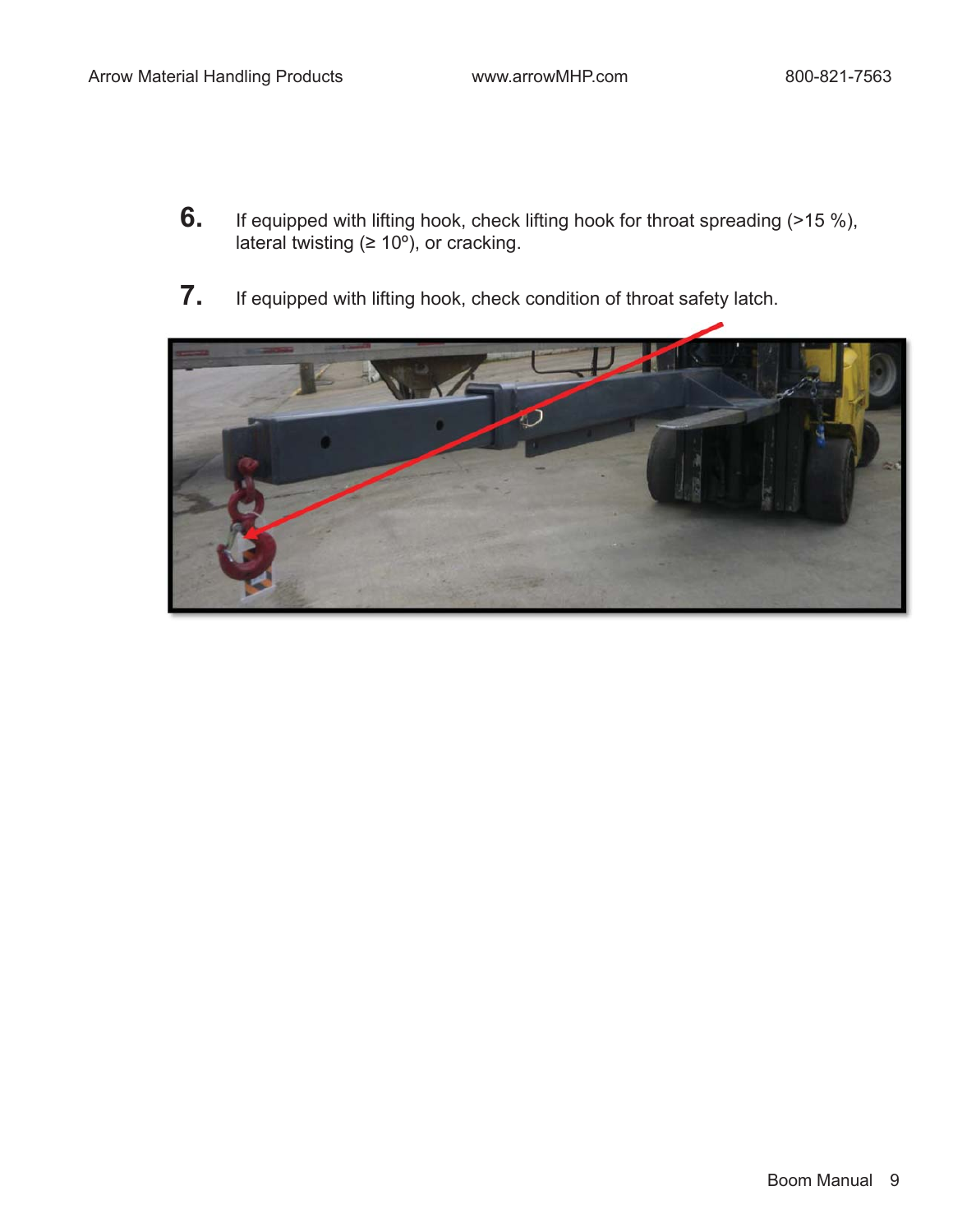6. If equipped with lifting hook, check lifting hook for throat spreading (>15 %), lateral twisting (≥ 10º), or cracking.

7. If equipped with lifting hook, check condition of throat safety latch.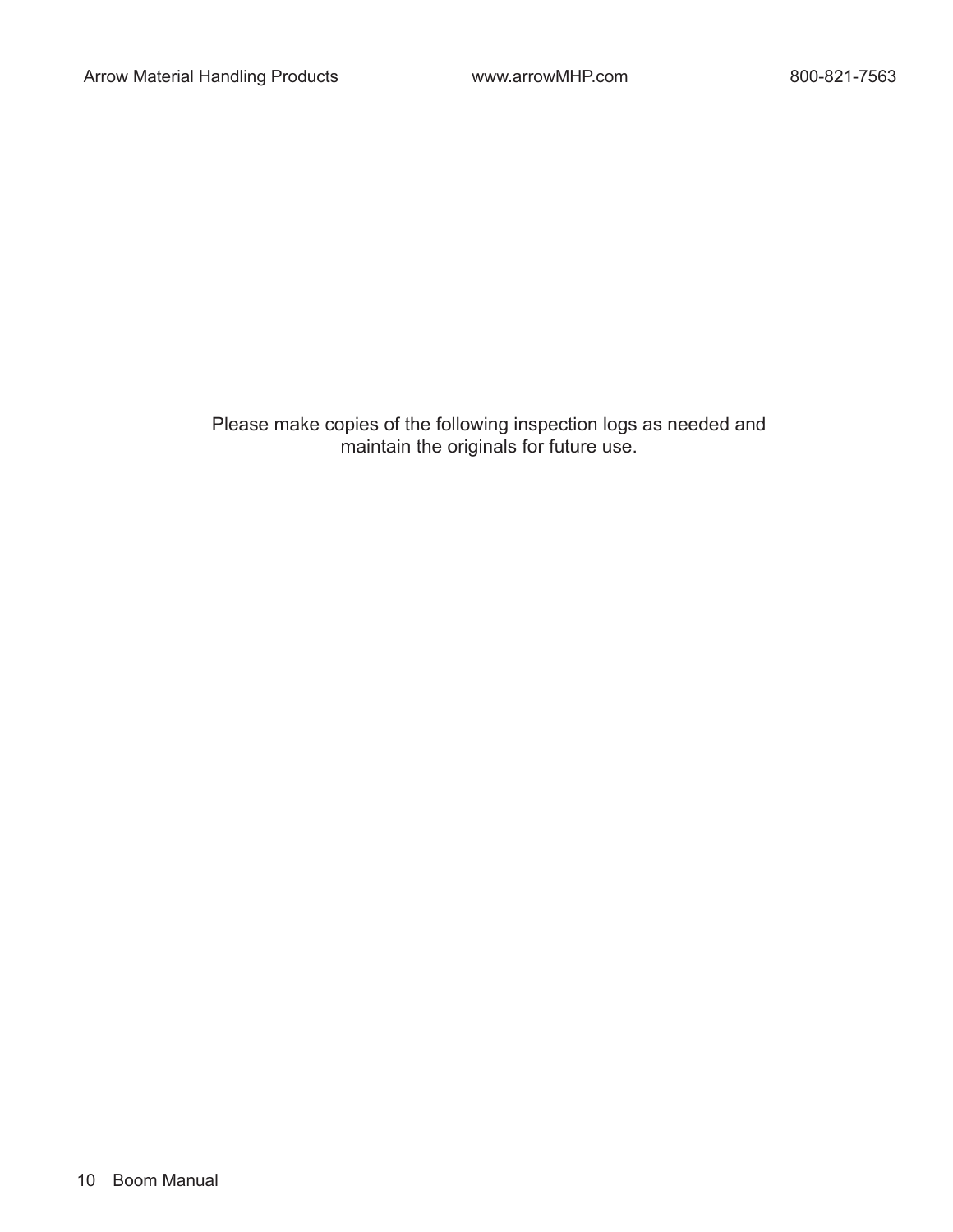Please make copies of the following inspection logs as needed and maintain the originals for future use.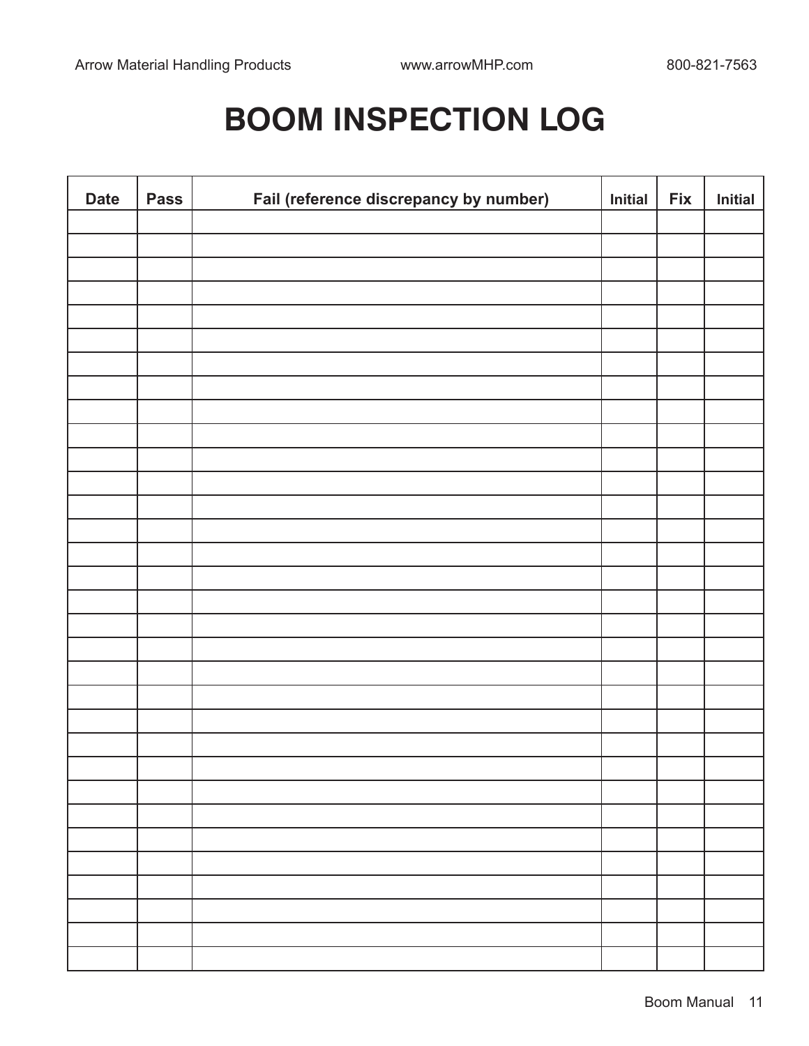# BOOM INSPECTION LOG

| Date | Pass | Fail (reference discrepancy by number) | Initial | Fix | Initial |
|---|---|---|---|---|---|
| | | | | | |
| | | | | | |
| | | | | | |
| | | | | | |
| | | | | | |
| | | | | | |
| | | | | | |
| | | | | | |
| | | | | | |
| | | | | | |
| | | | | | |
| | | | | | |
| | | | | | |
| | | | | | |
| | | | | | |
| | | | | | |
| | | | | | |
| | | | | | |
| | | | | | |
| | | | | | |
| | | | | | |
| | | | | | |
| | | | | | |
| | | | | | |
| | | | | | |
| | | | | | |
| | | | | | |
| | | | | | |
| | | | | | |
| | | | | | |
| | | | | | |
| | | | | | |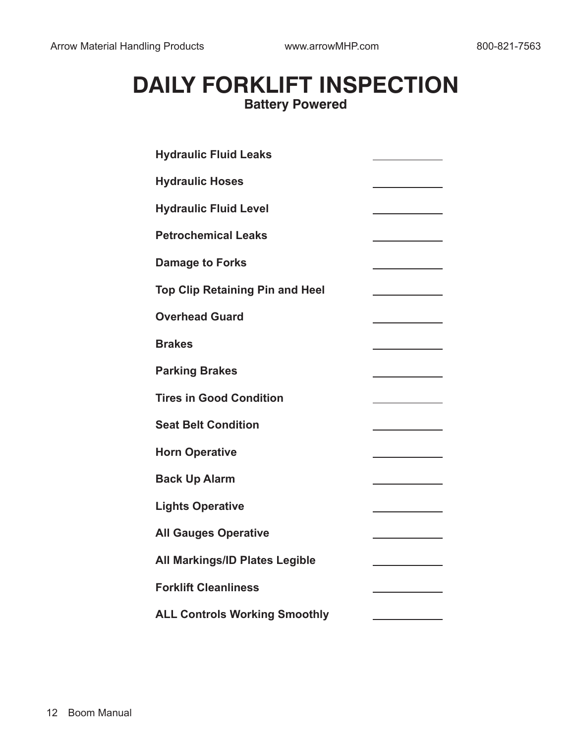# DAILY FORKLIFT INSPECTION

## Battery Powered

| Item | |
|---|---|
| **Hydraulic Fluid Leaks** | ____________ |
| **Hydraulic Hoses** | ____________ |
| **Hydraulic Fluid Level** | ____________ |
| **Petrochemical Leaks** | ____________ |
| **Damage to Forks** | ____________ |
| **Top Clip Retaining Pin and Heel** | ____________ |
| **Overhead Guard** | ____________ |
| **Brakes** | ____________ |
| **Parking Brakes** | ____________ |
| **Tires in Good Condition** | ____________ |
| **Seat Belt Condition** | ____________ |
| **Horn Operative** | ____________ |
| **Back Up Alarm** | ____________ |
| **Lights Operative** | ____________ |
| **All Gauges Operative** | ____________ |
| **All Markings/ID Plates Legible** | ____________ |
| **Forklift Cleanliness** | ____________ |
| **ALL Controls Working Smoothly** | ____________ |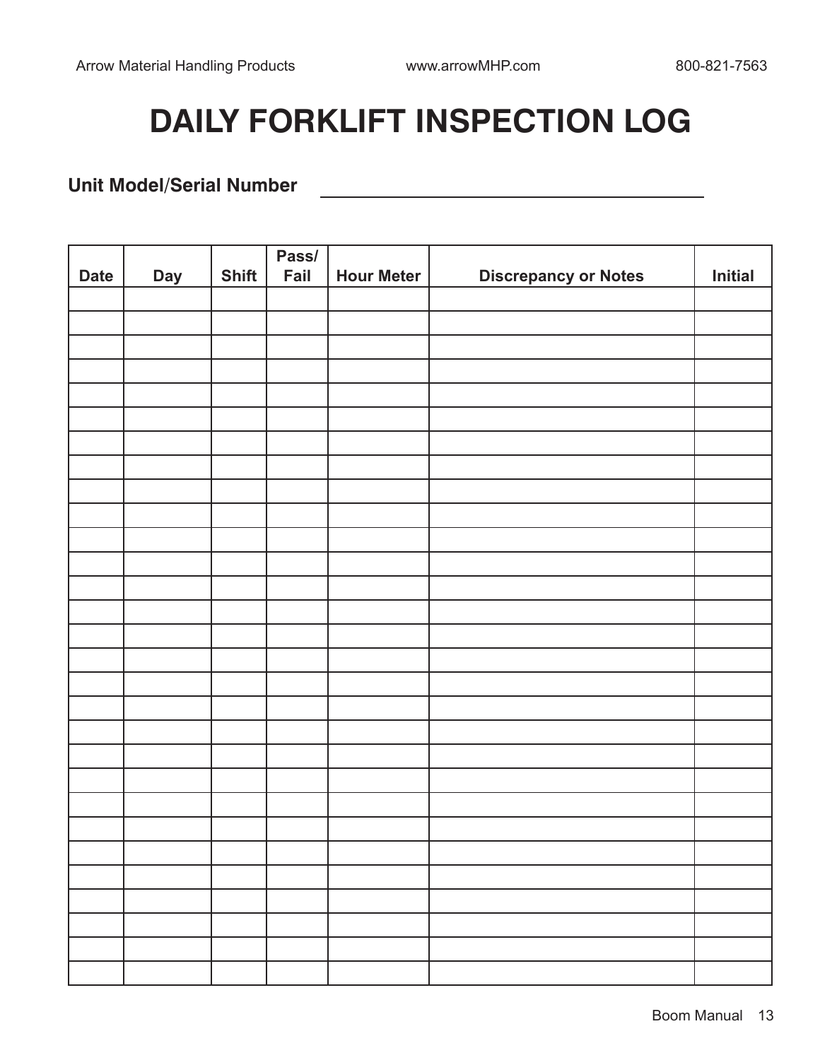# DAILY FORKLIFT INSPECTION LOG

**Unit Model/Serial Number** ________________________________________

| Date | Day | Shift | Pass/ Fail | Hour Meter | Discrepancy or Notes | Initial |
|---|---|---|---|---|---|---|
| | | | | | | |
| | | | | | | |
| | | | | | | |
| | | | | | | |
| | | | | | | |
| | | | | | | |
| | | | | | | |
| | | | | | | |
| | | | | | | |
| | | | | | | |
| | | | | | | |
| | | | | | | |
| | | | | | | |
| | | | | | | |
| | | | | | | |
| | | | | | | |
| | | | | | | |
| | | | | | | |
| | | | | | | |
| | | | | | | |
| | | | | | | |
| | | | | | | |
| | | | | | | |
| | | | | | | |
| | | | | | | |
| | | | | | | |
| | | | | | | |
| | | | | | | |
| | | | | | | |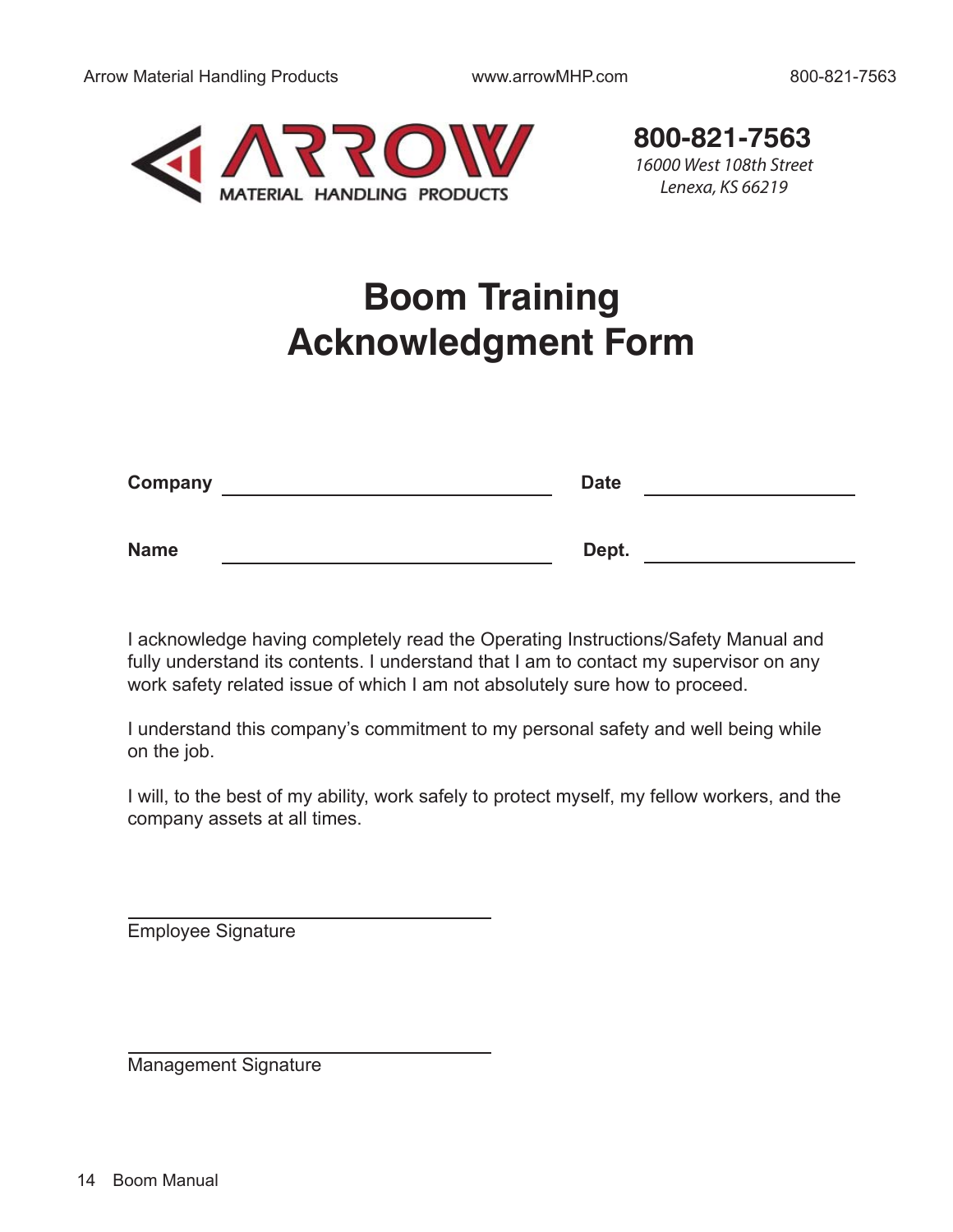**ARROW**
MATERIAL HANDLING PRODUCTS

**800-821-7563**
*16000 West 108th Street*
*Lenexa, KS 66219*

# Boom Training Acknowledgment Form

**Company** ______________________________ **Date** ____________________

**Name** ______________________________ **Dept.** ____________________

I acknowledge having completely read the Operating Instructions/Safety Manual and fully understand its contents. I understand that I am to contact my supervisor on any work safety related issue of which I am not absolutely sure how to proceed.

I understand this company's commitment to my personal safety and well being while on the job.

I will, to the best of my ability, work safely to protect myself, my fellow workers, and the company assets at all times.

______________________________
Employee Signature

______________________________
Management Signature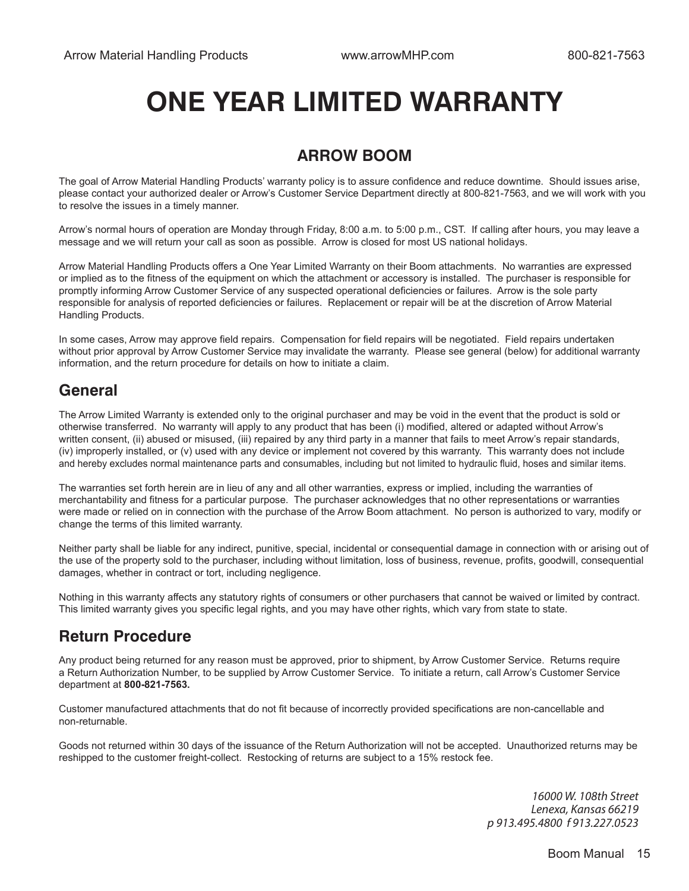# ONE YEAR LIMITED WARRANTY

## ARROW BOOM

The goal of Arrow Material Handling Products' warranty policy is to assure confidence and reduce downtime. Should issues arise, please contact your authorized dealer or Arrow's Customer Service Department directly at 800-821-7563, and we will work with you to resolve the issues in a timely manner.

Arrow's normal hours of operation are Monday through Friday, 8:00 a.m. to 5:00 p.m., CST. If calling after hours, you may leave a message and we will return your call as soon as possible. Arrow is closed for most US national holidays.

Arrow Material Handling Products offers a One Year Limited Warranty on their Boom attachments. No warranties are expressed or implied as to the fitness of the equipment on which the attachment or accessory is installed. The purchaser is responsible for promptly informing Arrow Customer Service of any suspected operational deficiencies or failures. Arrow is the sole party responsible for analysis of reported deficiencies or failures. Replacement or repair will be at the discretion of Arrow Material Handling Products.

In some cases, Arrow may approve field repairs. Compensation for field repairs will be negotiated. Field repairs undertaken without prior approval by Arrow Customer Service may invalidate the warranty. Please see general (below) for additional warranty information, and the return procedure for details on how to initiate a claim.

## General

The Arrow Limited Warranty is extended only to the original purchaser and may be void in the event that the product is sold or otherwise transferred. No warranty will apply to any product that has been (i) modified, altered or adapted without Arrow's written consent, (ii) abused or misused, (iii) repaired by any third party in a manner that fails to meet Arrow's repair standards, (iv) improperly installed, or (v) used with any device or implement not covered by this warranty. This warranty does not include and hereby excludes normal maintenance parts and consumables, including but not limited to hydraulic fluid, hoses and similar items.

The warranties set forth herein are in lieu of any and all other warranties, express or implied, including the warranties of merchantability and fitness for a particular purpose. The purchaser acknowledges that no other representations or warranties were made or relied on in connection with the purchase of the Arrow Boom attachment. No person is authorized to vary, modify or change the terms of this limited warranty.

Neither party shall be liable for any indirect, punitive, special, incidental or consequential damage in connection with or arising out of the use of the property sold to the purchaser, including without limitation, loss of business, revenue, profits, goodwill, consequential damages, whether in contract or tort, including negligence.

Nothing in this warranty affects any statutory rights of consumers or other purchasers that cannot be waived or limited by contract. This limited warranty gives you specific legal rights, and you may have other rights, which vary from state to state.

## Return Procedure

Any product being returned for any reason must be approved, prior to shipment, by Arrow Customer Service. Returns require a Return Authorization Number, to be supplied by Arrow Customer Service. To initiate a return, call Arrow's Customer Service department at **800-821-7563.**

Customer manufactured attachments that do not fit because of incorrectly provided specifications are non-cancellable and non-returnable.

Goods not returned within 30 days of the issuance of the Return Authorization will not be accepted. Unauthorized returns may be reshipped to the customer freight-collect. Restocking of returns are subject to a 15% restock fee.

*16000 W. 108th Street*
*Lenexa, Kansas 66219*
*p 913.495.4800 f 913.227.0523*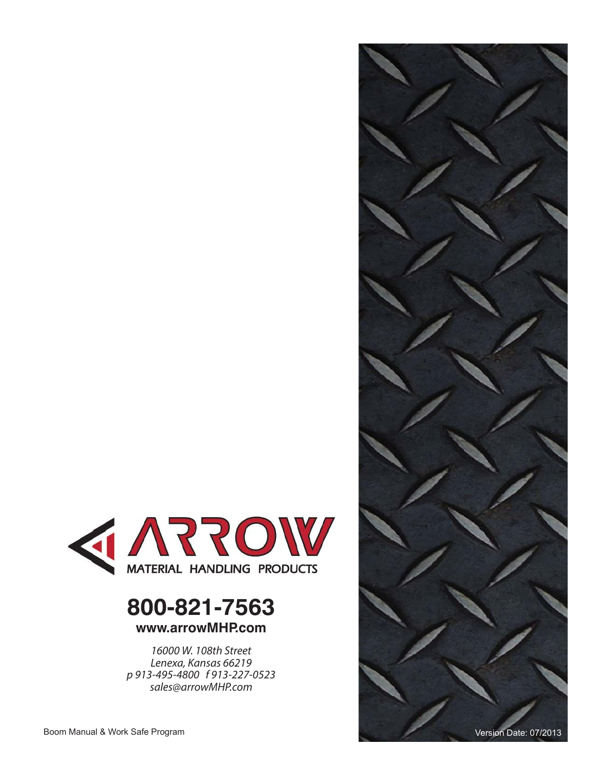ARROW

MATERIAL HANDLING PRODUCTS

**800-821-7563**

**www.arrowMHP.com**

*16000 W. 108th Street*
*Lenexa, Kansas 66219*
*p 913-495-4800 f 913-227-0523*
*sales@arrowMHP.com*

Boom Manual & Work Safe Program

Version Date: 07/2013